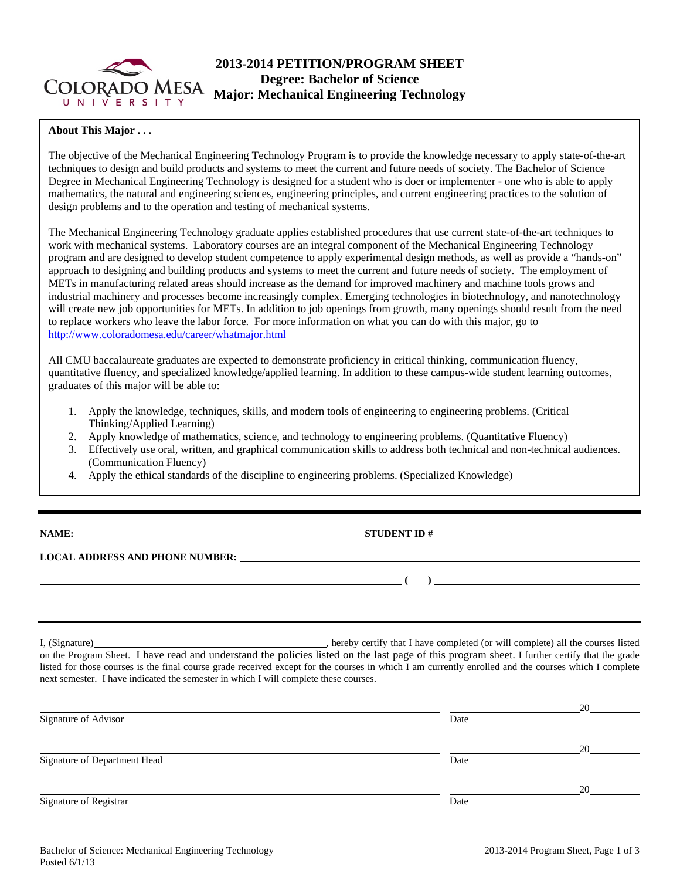# 2013-2014 PETITION/PROGRAM SHEET
## Degree: Bachelor of Science
## Major: Mechanical Engineering Technology

**About This Major . . .**

The objective of the Mechanical Engineering Technology Program is to provide the knowledge necessary to apply state-of-the-art techniques to design and build products and systems to meet the current and future needs of society. The Bachelor of Science Degree in Mechanical Engineering Technology is designed for a student who is doer or implementer - one who is able to apply mathematics, the natural and engineering sciences, engineering principles, and current engineering practices to the solution of design problems and to the operation and testing of mechanical systems.

The Mechanical Engineering Technology graduate applies established procedures that use current state-of-the-art techniques to work with mechanical systems. Laboratory courses are an integral component of the Mechanical Engineering Technology program and are designed to develop student competence to apply experimental design methods, as well as provide a "hands-on" approach to designing and building products and systems to meet the current and future needs of society. The employment of METs in manufacturing related areas should increase as the demand for improved machinery and machine tools grows and industrial machinery and processes become increasingly complex. Emerging technologies in biotechnology, and nanotechnology will create new job opportunities for METs. In addition to job openings from growth, many openings should result from the need to replace workers who leave the labor force. For more information on what you can do with this major, go to http://www.coloradomesa.edu/career/whatmajor.html

All CMU baccalaureate graduates are expected to demonstrate proficiency in critical thinking, communication fluency, quantitative fluency, and specialized knowledge/applied learning. In addition to these campus-wide student learning outcomes, graduates of this major will be able to:

1. Apply the knowledge, techniques, skills, and modern tools of engineering to engineering problems. (Critical Thinking/Applied Learning)
2. Apply knowledge of mathematics, science, and technology to engineering problems. (Quantitative Fluency)
3. Effectively use oral, written, and graphical communication skills to address both technical and non-technical audiences. (Communication Fluency)
4. Apply the ethical standards of the discipline to engineering problems. (Specialized Knowledge)

---

**NAME:** ______________________________ **STUDENT ID #** ______________________________

**LOCAL ADDRESS AND PHONE NUMBER:** ______________________________

______________________________ **( )** ______________________________

---

I, (Signature)______________________________, hereby certify that I have completed (or will complete) all the courses listed on the Program Sheet. I have read and understand the policies listed on the last page of this program sheet. I further certify that the grade listed for those courses is the final course grade received except for the courses in which I am currently enrolled and the courses which I complete next semester. I have indicated the semester in which I will complete these courses.

______________________________ ______________20______
Signature of Advisor Date

______________________________ ______________20______
Signature of Department Head Date

______________________________ ______________20______
Signature of Registrar Date

Bachelor of Science: Mechanical Engineering Technology
Posted 6/1/13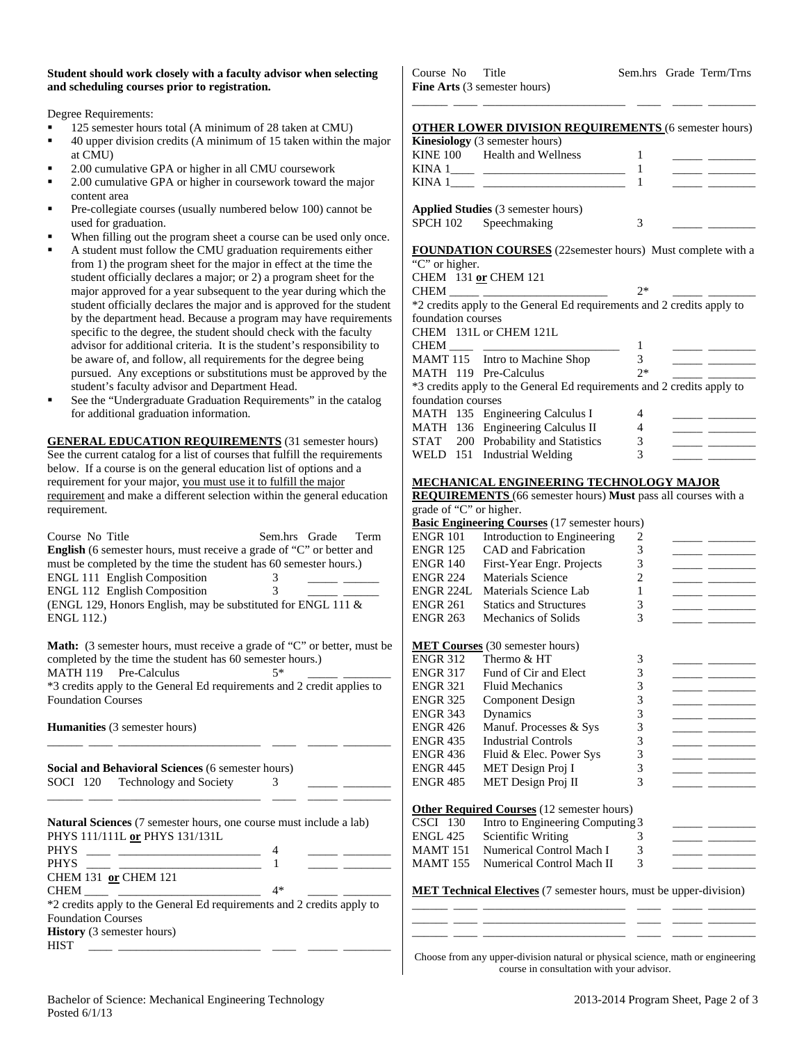**Student should work closely with a faculty advisor when selecting and scheduling courses prior to registration.**

Degree Requirements:

- 125 semester hours total (A minimum of 28 taken at CMU)
- 40 upper division credits (A minimum of 15 taken within the major at CMU)
- 2.00 cumulative GPA or higher in all CMU coursework
- 2.00 cumulative GPA or higher in coursework toward the major content area
- Pre-collegiate courses (usually numbered below 100) cannot be used for graduation.
- When filling out the program sheet a course can be used only once.
- A student must follow the CMU graduation requirements either from 1) the program sheet for the major in effect at the time the student officially declares a major; or 2) a program sheet for the major approved for a year subsequent to the year during which the student officially declares the major and is approved for the student by the department head. Because a program may have requirements specific to the degree, the student should check with the faculty advisor for additional criteria. It is the student's responsibility to be aware of, and follow, all requirements for the degree being pursued. Any exceptions or substitutions must be approved by the student's faculty advisor and Department Head.
- See the "Undergraduate Graduation Requirements" in the catalog for additional graduation information.

**GENERAL EDUCATION REQUIREMENTS** (31 semester hours) See the current catalog for a list of courses that fulfill the requirements below. If a course is on the general education list of options and a requirement for your major, you must use it to fulfill the major requirement and make a different selection within the general education requirement.

| Course No | Title | Sem.hrs | Grade | Term |
|---|---|---|---|---|

**English** (6 semester hours, must receive a grade of "C" or better and must be completed by the time the student has 60 semester hours.)

| Course No | Title | Sem.hrs | Grade | Term |
|---|---|---|---|---|
| ENGL 111 | English Composition | 3 | _____ | _____ |
| ENGL 112 | English Composition | 3 | _____ | _____ |

(ENGL 129, Honors English, may be substituted for ENGL 111 & ENGL 112.)

**Math:** (3 semester hours, must receive a grade of "C" or better, must be completed by the time the student has 60 semester hours.)

| Course No | Title | Sem.hrs | Grade | Term |
|---|---|---|---|---|
| MATH 119 | Pre-Calculus | 5* | _____ | _____ |

*3 credits apply to the General Ed requirements and 2 credit applies to Foundation Courses

**Humanities** (3 semester hours)

______ ____ ________________________ ____ _____ ________

**Social and Behavioral Sciences** (6 semester hours)

| Course No | Title | Sem.hrs | Grade | Term |
|---|---|---|---|---|
| SOCI 120 | Technology and Society | 3 | _____ | _____ |
| ______ ____ | ________________________ | ____ | _____ | _____ |

**Natural Sciences** (7 semester hours, one course must include a lab)

PHYS 111/111L **or** PHYS 131/131L

| Course No | Title | Sem.hrs | Grade | Term |
|---|---|---|---|---|
| PHYS ____ | ________________________ | 4 | _____ | _____ |
| PHYS ____ | ________________________ | 1 | _____ | _____ |

CHEM 131 **or** CHEM 121

| Course No | Title | Sem.hrs | Grade | Term |
|---|---|---|---|---|
| CHEM ____ | ________________________ | 4* | _____ | _____ |

*2 credits apply to the General Ed requirements and 2 credits apply to Foundation Courses

**History** (3 semester hours)

| Course No | Title | Sem.hrs | Grade | Term |
|---|---|---|---|---|
| HIST ____ | ________________________ | ____ | _____ | _____ |

| Course No | Title | Sem.hrs | Grade | Term/Trns |
|---|---|---|---|---|

**Fine Arts** (3 semester hours)

______ ____ ________________________ ____ _____ ________

**OTHER LOWER DIVISION REQUIREMENTS** (6 semester hours)

**Kinesiology** (3 semester hours)

| Course No | Title | Sem.hrs | Grade | Term/Trns |
|---|---|---|---|---|
| KINE 100 | Health and Wellness | 1 | _____ | ________ |
| KINA 1____ | ________________________ | 1 | _____ | ________ |
| KINA 1____ | ________________________ | 1 | _____ | ________ |

**Applied Studies** (3 semester hours)

| Course No | Title | Sem.hrs | Grade | Term/Trns |
|---|---|---|---|---|
| SPCH 102 | Speechmaking | 3 | _____ | ________ |

**FOUNDATION COURSES** (22semester hours) Must complete with a "C" or higher.

CHEM 131 **or** CHEM 121

| Course No | Title | Sem.hrs | Grade | Term/Trns |
|---|---|---|---|---|
| CHEM _____ | ________________________ | 2* | _____ | ________ |

*2 credits apply to the General Ed requirements and 2 credits apply to foundation courses

CHEM 131L or CHEM 121L

| Course No | Title | Sem.hrs | Grade | Term/Trns |
|---|---|---|---|---|
| CHEM ____ | ________________________ | 1 | _____ | ________ |
| MAMT 115 | Intro to Machine Shop | 3 | _____ | ________ |
| MATH 119 | Pre-Calculus | 2* | _____ | ________ |

*3 credits apply to the General Ed requirements and 2 credits apply to foundation courses

| Course No | Title | Sem.hrs | Grade | Term/Trns |
|---|---|---|---|---|
| MATH 135 | Engineering Calculus I | 4 | _____ | ________ |
| MATH 136 | Engineering Calculus II | 4 | _____ | ________ |
| STAT 200 | Probability and Statistics | 3 | _____ | ________ |
| WELD 151 | Industrial Welding | 3 | _____ | ________ |

**MECHANICAL ENGINEERING TECHNOLOGY MAJOR REQUIREMENTS** (66 semester hours) **Must** pass all courses with a grade of "C" or higher.

**Basic Engineering Courses** (17 semester hours)

| Course No | Title | Sem.hrs | Grade | Term/Trns |
|---|---|---|---|---|
| ENGR 101 | Introduction to Engineering | 2 | _____ | ________ |
| ENGR 125 | CAD and Fabrication | 3 | _____ | ________ |
| ENGR 140 | First-Year Engr. Projects | 3 | _____ | ________ |
| ENGR 224 | Materials Science | 2 | _____ | ________ |
| ENGR 224L | Materials Science Lab | 1 | _____ | ________ |
| ENGR 261 | Statics and Structures | 3 | _____ | ________ |
| ENGR 263 | Mechanics of Solids | 3 | _____ | ________ |

**MET Courses** (30 semester hours)

| Course No | Title | Sem.hrs | Grade | Term/Trns |
|---|---|---|---|---|
| ENGR 312 | Thermo & HT | 3 | _____ | ________ |
| ENGR 317 | Fund of Cir and Elect | 3 | _____ | ________ |
| ENGR 321 | Fluid Mechanics | 3 | _____ | ________ |
| ENGR 325 | Component Design | 3 | _____ | ________ |
| ENGR 343 | Dynamics | 3 | _____ | ________ |
| ENGR 426 | Manuf. Processes & Sys | 3 | _____ | ________ |
| ENGR 435 | Industrial Controls | 3 | _____ | ________ |
| ENGR 436 | Fluid & Elec. Power Sys | 3 | _____ | ________ |
| ENGR 445 | MET Design Proj I | 3 | _____ | ________ |
| ENGR 485 | MET Design Proj II | 3 | _____ | ________ |

**Other Required Courses** (12 semester hours)

| Course No | Title | Sem.hrs | Grade | Term/Trns |
|---|---|---|---|---|
| CSCI 130 | Intro to Engineering Computing | 3 | _____ | ________ |
| ENGL 425 | Scientific Writing | 3 | _____ | ________ |
| MAMT 151 | Numerical Control Mach I | 3 | _____ | ________ |
| MAMT 155 | Numerical Control Mach II | 3 | _____ | ________ |

**MET Technical Electives** (7 semester hours, must be upper-division)

| Course No | Title | Sem.hrs | Grade | Term/Trns |
|---|---|---|---|---|
| ______ ____ | ________________________ | ____ | _____ | ________ |
| ______ ____ | ________________________ | ____ | _____ | ________ |
| ______ ____ | ________________________ | ____ | _____ | ________ |

Choose from any upper-division natural or physical science, math or engineering course in consultation with your advisor.

Bachelor of Science: Mechanical Engineering Technology
Posted 6/1/13

2013-2014 Program Sheet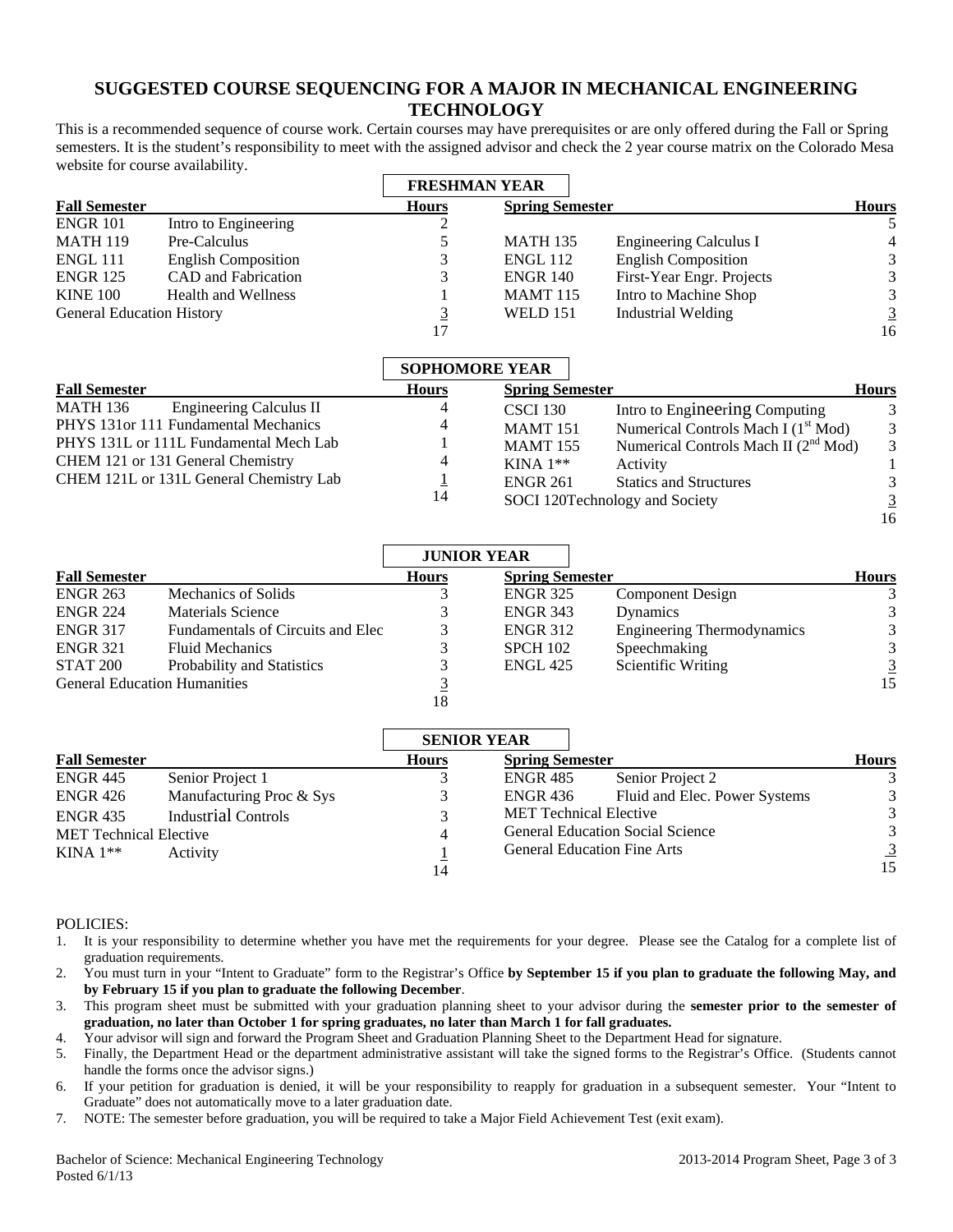# SUGGESTED COURSE SEQUENCING FOR A MAJOR IN MECHANICAL ENGINEERING TECHNOLOGY

This is a recommended sequence of course work. Certain courses may have prerequisites or are only offered during the Fall or Spring semesters. It is the student's responsibility to meet with the assigned advisor and check the 2 year course matrix on the Colorado Mesa website for course availability.

## FRESHMAN YEAR

| Fall Semester | | Hours | Spring Semester | | Hours |
|---|---|---|---|---|---|
| ENGR 101 | Intro to Engineering | 2 | | | 5 |
| MATH 119 | Pre-Calculus | 5 | MATH 135 | Engineering Calculus I | 4 |
| ENGL 111 | English Composition | 3 | ENGL 112 | English Composition | 3 |
| ENGR 125 | CAD and Fabrication | 3 | ENGR 140 | First-Year Engr. Projects | 3 |
| KINE 100 | Health and Wellness | 1 | MAMT 115 | Intro to Machine Shop | 3 |
| General Education History | | 3 | WELD 151 | Industrial Welding | 3 |
| | | 17 | | | 16 |

## SOPHOMORE YEAR

| Fall Semester | | Hours | Spring Semester | | Hours |
|---|---|---|---|---|---|
| MATH 136 | Engineering Calculus II | 4 | CSCI 130 | Intro to Engineering Computing | 3 |
| PHYS 131or 111 Fundamental Mechanics | | 4 | MAMT 151 | Numerical Controls Mach I (1st Mod) | 3 |
| PHYS 131L or 111L Fundamental Mech Lab | | 1 | MAMT 155 | Numerical Controls Mach II (2nd Mod) | 3 |
| CHEM 121 or 131 General Chemistry | | 4 | KINA 1** | Activity | 1 |
| CHEM 121L or 131L General Chemistry Lab | | 1 | ENGR 261 | Statics and Structures | 3 |
| | | 14 | SOCI 120Technology and Society | | 3 |
| | | | | | 16 |

## JUNIOR YEAR

| Fall Semester | | Hours | Spring Semester | | Hours |
|---|---|---|---|---|---|
| ENGR 263 | Mechanics of Solids | 3 | ENGR 325 | Component Design | 3 |
| ENGR 224 | Materials Science | 3 | ENGR 343 | Dynamics | 3 |
| ENGR 317 | Fundamentals of Circuits and Elec | 3 | ENGR 312 | Engineering Thermodynamics | 3 |
| ENGR 321 | Fluid Mechanics | 3 | SPCH 102 | Speechmaking | 3 |
| STAT 200 | Probability and Statistics | 3 | ENGL 425 | Scientific Writing | 3 |
| General Education Humanities | | 3 | | | 15 |
| | | 18 | | | |

## SENIOR YEAR

| Fall Semester | | Hours | Spring Semester | | Hours |
|---|---|---|---|---|---|
| ENGR 445 | Senior Project 1 | 3 | ENGR 485 | Senior Project 2 | 3 |
| ENGR 426 | Manufacturing Proc & Sys | 3 | ENGR 436 | Fluid and Elec. Power Systems | 3 |
| ENGR 435 | Industrial Controls | 3 | MET Technical Elective | | 3 |
| MET Technical Elective | | 4 | General Education Social Science | | 3 |
| KINA 1** | Activity | 1 | General Education Fine Arts | | 3 |
| | | 14 | | | 15 |

POLICIES:

1. It is your responsibility to determine whether you have met the requirements for your degree. Please see the Catalog for a complete list of graduation requirements.
2. You must turn in your "Intent to Graduate" form to the Registrar's Office **by September 15 if you plan to graduate the following May, and by February 15 if you plan to graduate the following December**.
3. This program sheet must be submitted with your graduation planning sheet to your advisor during the **semester prior to the semester of graduation, no later than October 1 for spring graduates, no later than March 1 for fall graduates.**
4. Your advisor will sign and forward the Program Sheet and Graduation Planning Sheet to the Department Head for signature.
5. Finally, the Department Head or the department administrative assistant will take the signed forms to the Registrar's Office. (Students cannot handle the forms once the advisor signs.)
6. If your petition for graduation is denied, it will be your responsibility to reapply for graduation in a subsequent semester. Your "Intent to Graduate" does not automatically move to a later graduation date.
7. NOTE: The semester before graduation, you will be required to take a Major Field Achievement Test (exit exam).

Bachelor of Science: Mechanical Engineering Technology
Posted 6/1/13